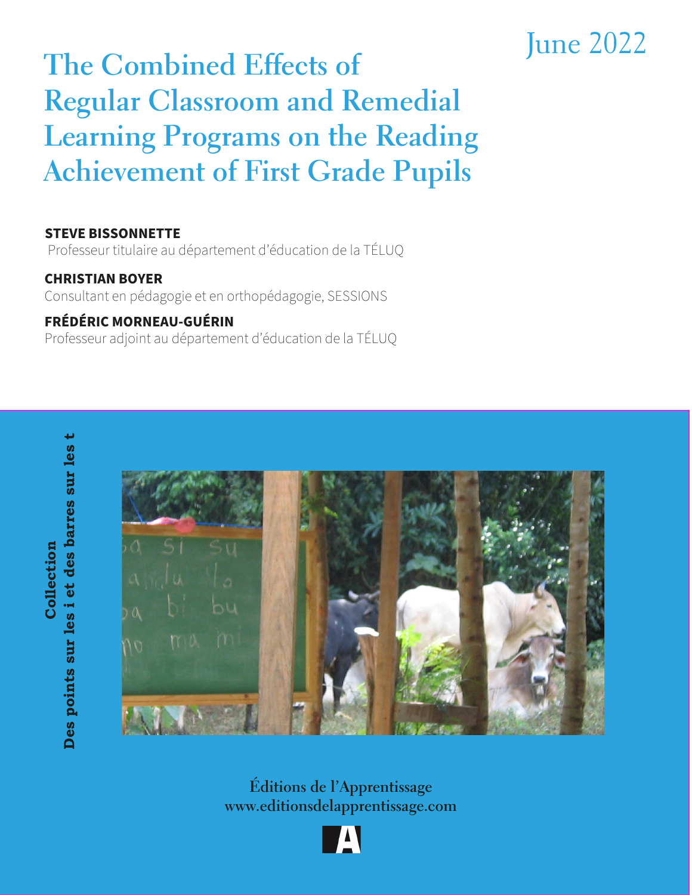June 2022

# The Combined Effects of Regular Classroom and Remedial Learning Programs on the Reading Achievement of First Grade Pupils

**STEVE BISSONNETTE**
Professeur titulaire au département d'éducation de la TÉLUQ

**CHRISTIAN BOYER**
Consultant en pédagogie et en orthopédagogie, SESSIONS

**FRÉDÉRIC MORNEAU-GUÉRIN**
Professeur adjoint au département d'éducation de la TÉLUQ

**Collection**
**Des points sur les i et des barres sur les t**

**Éditions de l'Apprentissage**
**www.editionsdelapprentissage.com**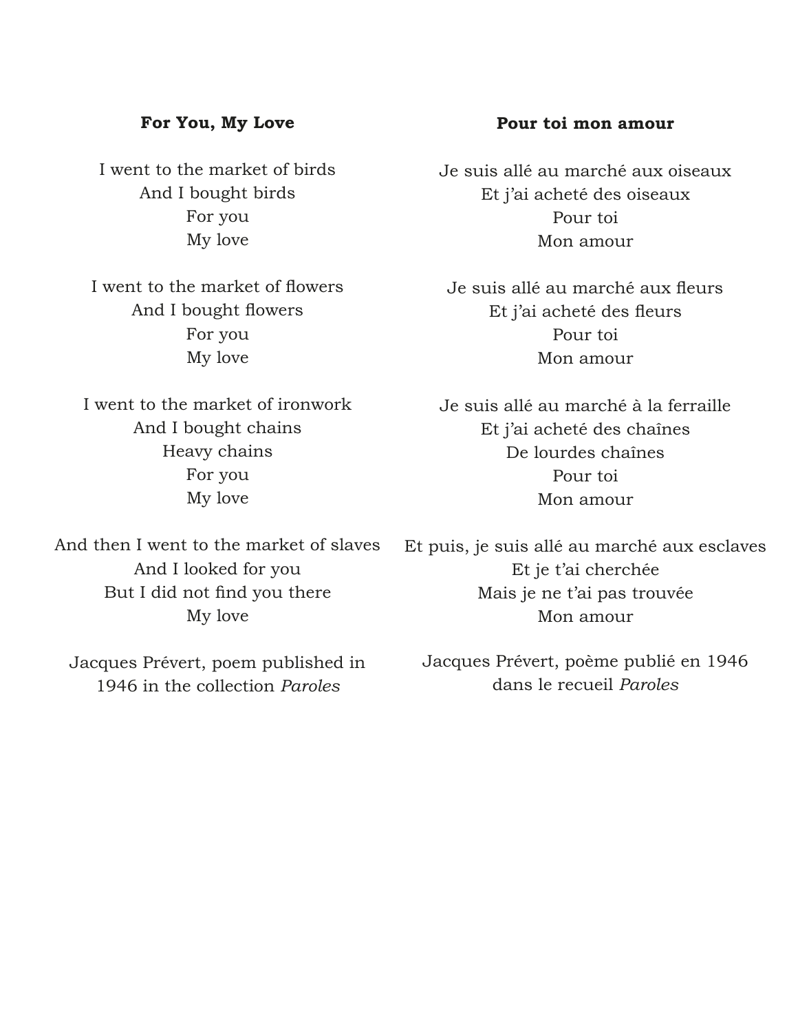**For You, My Love**

I went to the market of birds
And I bought birds
For you
My love

I went to the market of flowers
And I bought flowers
For you
My love

I went to the market of ironwork
And I bought chains
Heavy chains
For you
My love

And then I went to the market of slaves
And I looked for you
But I did not find you there
My love

Jacques Prévert, poem published in 1946 in the collection *Paroles*

**Pour toi mon amour**

Je suis allé au marché aux oiseaux
Et j'ai acheté des oiseaux
Pour toi
Mon amour

Je suis allé au marché aux fleurs
Et j'ai acheté des fleurs
Pour toi
Mon amour

Je suis allé au marché à la ferraille
Et j'ai acheté des chaînes
De lourdes chaînes
Pour toi
Mon amour

Et puis, je suis allé au marché aux esclaves
Et je t'ai cherchée
Mais je ne t'ai pas trouvée
Mon amour

Jacques Prévert, poème publié en 1946 dans le recueil *Paroles*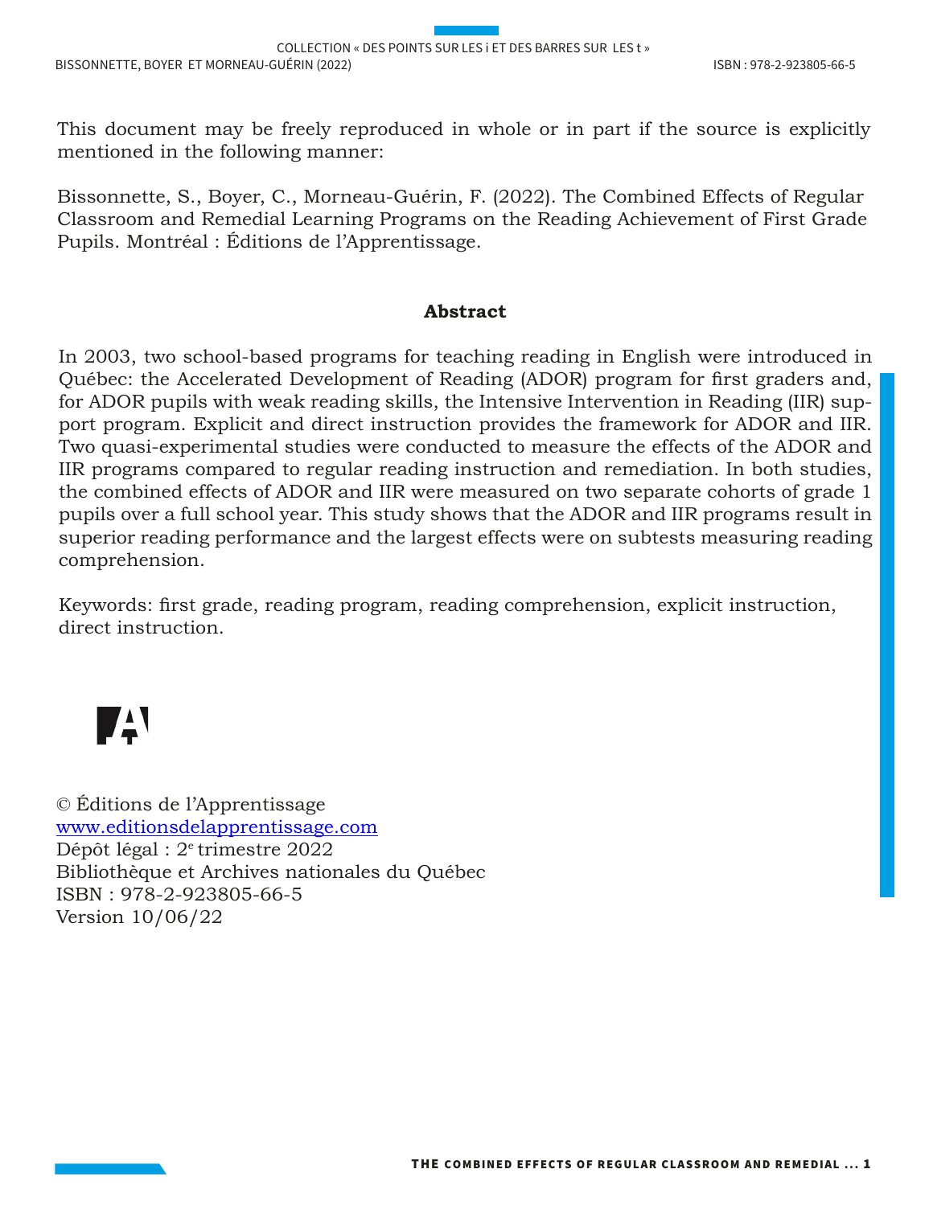This document may be freely reproduced in whole or in part if the source is explicitly mentioned in the following manner:

Bissonnette, S., Boyer, C., Morneau-Guérin, F. (2022). The Combined Effects of Regular Classroom and Remedial Learning Programs on the Reading Achievement of First Grade Pupils. Montréal : Éditions de l'Apprentissage.

## Abstract

In 2003, two school-based programs for teaching reading in English were introduced in Québec: the Accelerated Development of Reading (ADOR) program for first graders and, for ADOR pupils with weak reading skills, the Intensive Intervention in Reading (IIR) support program. Explicit and direct instruction provides the framework for ADOR and IIR. Two quasi-experimental studies were conducted to measure the effects of the ADOR and IIR programs compared to regular reading instruction and remediation. In both studies, the combined effects of ADOR and IIR were measured on two separate cohorts of grade 1 pupils over a full school year. This study shows that the ADOR and IIR programs result in superior reading performance and the largest effects were on subtests measuring reading comprehension.

Keywords: first grade, reading program, reading comprehension, explicit instruction, direct instruction.

© Éditions de l'Apprentissage
www.editionsdelapprentissage.com
Dépôt légal : 2e trimestre 2022
Bibliothèque et Archives nationales du Québec
ISBN : 978-2-923805-66-5
Version 10/06/22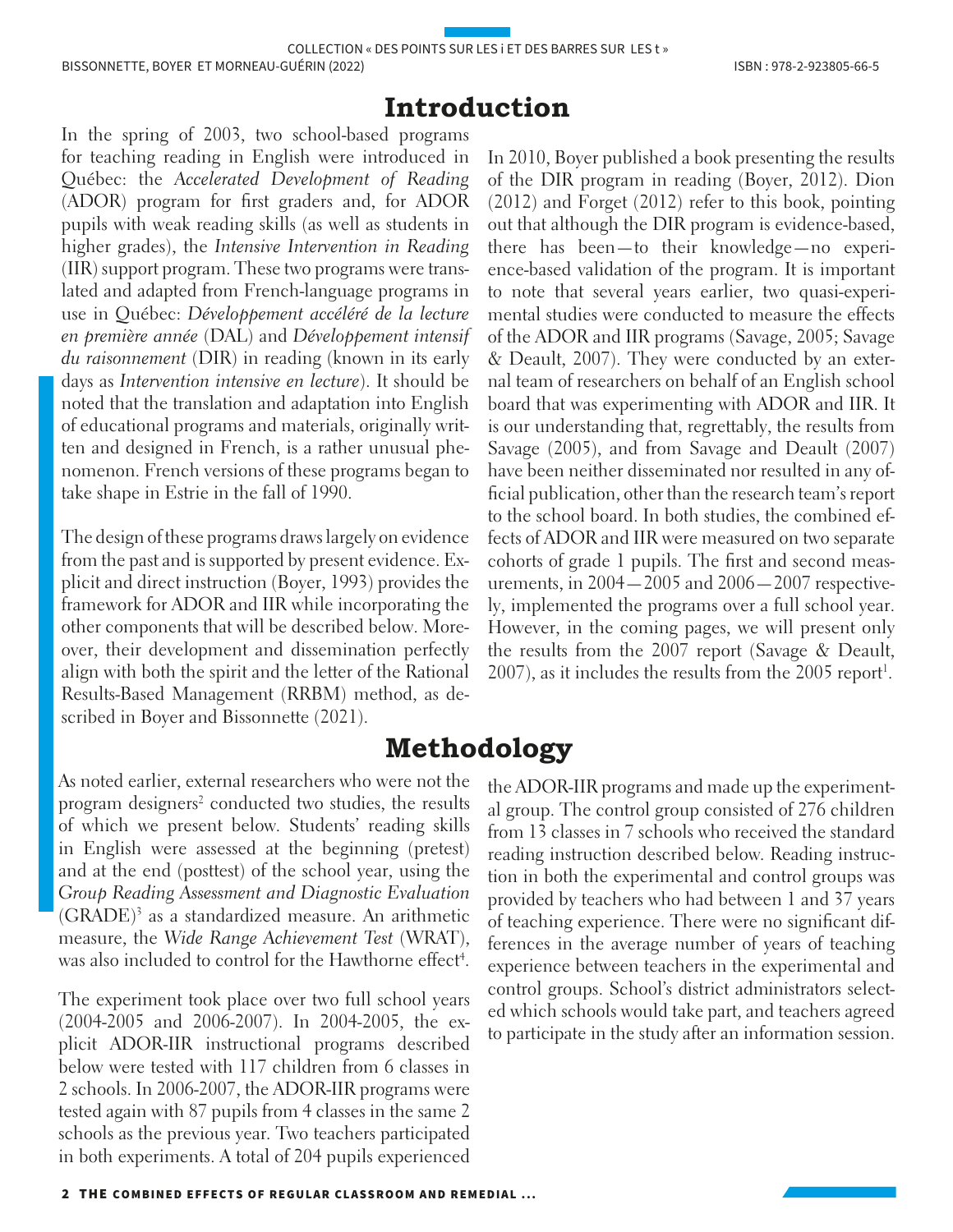# Introduction

In the spring of 2003, two school-based programs for teaching reading in English were introduced in Québec: the *Accelerated Development of Reading* (ADOR) program for first graders and, for ADOR pupils with weak reading skills (as well as students in higher grades), the *Intensive Intervention in Reading* (IIR) support program. These two programs were translated and adapted from French-language programs in use in Québec: *Développement accéléré de la lecture en première année* (DAL) and *Développement intensif du raisonnement* (DIR) in reading (known in its early days as *Intervention intensive en lecture*). It should be noted that the translation and adaptation into English of educational programs and materials, originally written and designed in French, is a rather unusual phenomenon. French versions of these programs began to take shape in Estrie in the fall of 1990.

The design of these programs draws largely on evidence from the past and is supported by present evidence. Explicit and direct instruction (Boyer, 1993) provides the framework for ADOR and IIR while incorporating the other components that will be described below. Moreover, their development and dissemination perfectly align with both the spirit and the letter of the Rational Results-Based Management (RRBM) method, as described in Boyer and Bissonnette (2021).

In 2010, Boyer published a book presenting the results of the DIR program in reading (Boyer, 2012). Dion (2012) and Forget (2012) refer to this book, pointing out that although the DIR program is evidence-based, there has been—to their knowledge—no experience-based validation of the program. It is important to note that several years earlier, two quasi-experimental studies were conducted to measure the effects of the ADOR and IIR programs (Savage, 2005; Savage & Deault, 2007). They were conducted by an external team of researchers on behalf of an English school board that was experimenting with ADOR and IIR. It is our understanding that, regrettably, the results from Savage (2005), and from Savage and Deault (2007) have been neither disseminated nor resulted in any official publication, other than the research team's report to the school board. In both studies, the combined effects of ADOR and IIR were measured on two separate cohorts of grade 1 pupils. The first and second measurements, in 2004—2005 and 2006—2007 respectively, implemented the programs over a full school year. However, in the coming pages, we will present only the results from the 2007 report (Savage & Deault, 2007), as it includes the results from the 2005 report[1].

# Methodology

As noted earlier, external researchers who were not the program designers[2] conducted two studies, the results of which we present below. Students' reading skills in English were assessed at the beginning (pretest) and at the end (posttest) of the school year, using the *Group Reading Assessment and Diagnostic Evaluation* (GRADE)[3] as a standardized measure. An arithmetic measure, the *Wide Range Achievement Test* (WRAT), was also included to control for the Hawthorne effect[4].

The experiment took place over two full school years (2004-2005 and 2006-2007). In 2004-2005, the explicit ADOR-IIR instructional programs described below were tested with 117 children from 6 classes in 2 schools. In 2006-2007, the ADOR-IIR programs were tested again with 87 pupils from 4 classes in the same 2 schools as the previous year. Two teachers participated in both experiments. A total of 204 pupils experienced the ADOR-IIR programs and made up the experimental group. The control group consisted of 276 children from 13 classes in 7 schools who received the standard reading instruction described below. Reading instruction in both the experimental and control groups was provided by teachers who had between 1 and 37 years of teaching experience. There were no significant differences in the average number of years of teaching experience between teachers in the experimental and control groups. School's district administrators selected which schools would take part, and teachers agreed to participate in the study after an information session.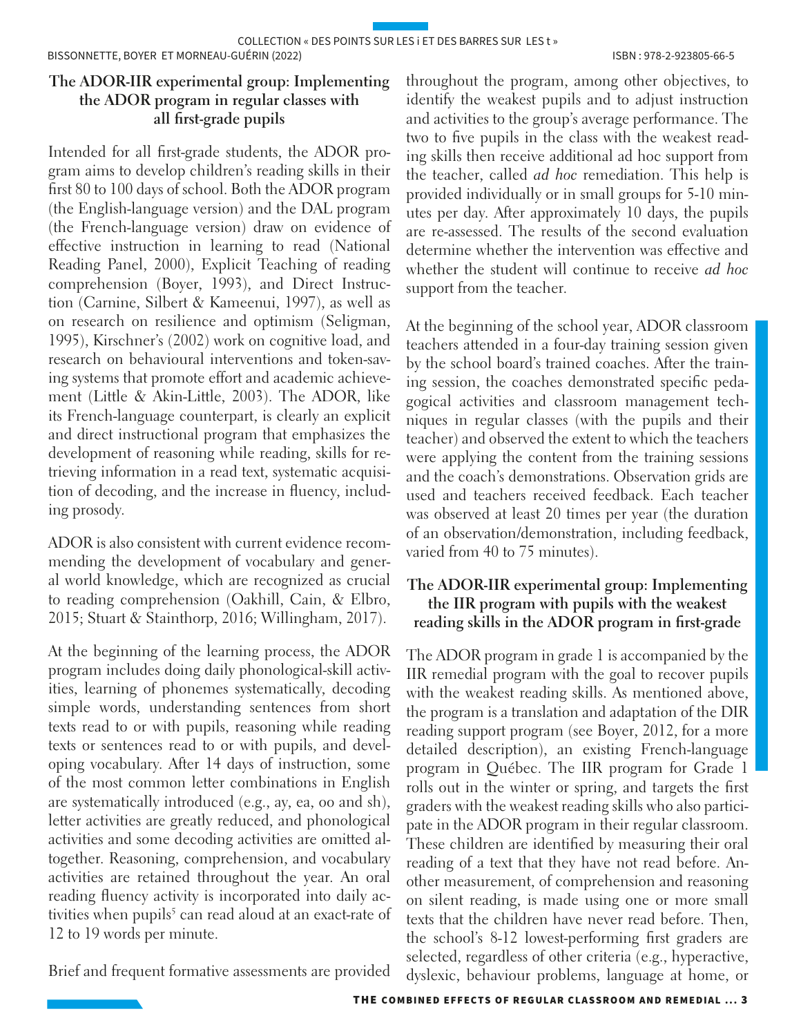### The ADOR-IIR experimental group: Implementing the ADOR program in regular classes with all first-grade pupils

Intended for all first-grade students, the ADOR program aims to develop children's reading skills in their first 80 to 100 days of school. Both the ADOR program (the English-language version) and the DAL program (the French-language version) draw on evidence of effective instruction in learning to read (National Reading Panel, 2000), Explicit Teaching of reading comprehension (Boyer, 1993), and Direct Instruction (Carnine, Silbert & Kameenui, 1997), as well as on research on resilience and optimism (Seligman, 1995), Kirschner's (2002) work on cognitive load, and research on behavioural interventions and token-saving systems that promote effort and academic achievement (Little & Akin-Little, 2003). The ADOR, like its French-language counterpart, is clearly an explicit and direct instructional program that emphasizes the development of reasoning while reading, skills for retrieving information in a read text, systematic acquisition of decoding, and the increase in fluency, including prosody.

ADOR is also consistent with current evidence recommending the development of vocabulary and general world knowledge, which are recognized as crucial to reading comprehension (Oakhill, Cain, & Elbro, 2015; Stuart & Stainthorp, 2016; Willingham, 2017).

At the beginning of the learning process, the ADOR program includes doing daily phonological-skill activities, learning of phonemes systematically, decoding simple words, understanding sentences from short texts read to or with pupils, reasoning while reading texts or sentences read to or with pupils, and developing vocabulary. After 14 days of instruction, some of the most common letter combinations in English are systematically introduced (e.g., ay, ea, oo and sh), letter activities are greatly reduced, and phonological activities and some decoding activities are omitted altogether. Reasoning, comprehension, and vocabulary activities are retained throughout the year. An oral reading fluency activity is incorporated into daily activities when pupils[5] can read aloud at an exact-rate of 12 to 19 words per minute.

Brief and frequent formative assessments are provided throughout the program, among other objectives, to identify the weakest pupils and to adjust instruction and activities to the group's average performance. The two to five pupils in the class with the weakest reading skills then receive additional ad hoc support from the teacher, called *ad hoc* remediation. This help is provided individually or in small groups for 5-10 minutes per day. After approximately 10 days, the pupils are re-assessed. The results of the second evaluation determine whether the intervention was effective and whether the student will continue to receive *ad hoc* support from the teacher.

At the beginning of the school year, ADOR classroom teachers attended in a four-day training session given by the school board's trained coaches. After the training session, the coaches demonstrated specific pedagogical activities and classroom management techniques in regular classes (with the pupils and their teacher) and observed the extent to which the teachers were applying the content from the training sessions and the coach's demonstrations. Observation grids are used and teachers received feedback. Each teacher was observed at least 20 times per year (the duration of an observation/demonstration, including feedback, varied from 40 to 75 minutes).

### The ADOR-IIR experimental group: Implementing the IIR program with pupils with the weakest reading skills in the ADOR program in first-grade

The ADOR program in grade 1 is accompanied by the IIR remedial program with the goal to recover pupils with the weakest reading skills. As mentioned above, the program is a translation and adaptation of the DIR reading support program (see Boyer, 2012, for a more detailed description), an existing French-language program in Québec. The IIR program for Grade 1 rolls out in the winter or spring, and targets the first graders with the weakest reading skills who also participate in the ADOR program in their regular classroom. These children are identified by measuring their oral reading of a text that they have not read before. Another measurement, of comprehension and reasoning on silent reading, is made using one or more small texts that the children have never read before. Then, the school's 8-12 lowest-performing first graders are selected, regardless of other criteria (e.g., hyperactive, dyslexic, behaviour problems, language at home, or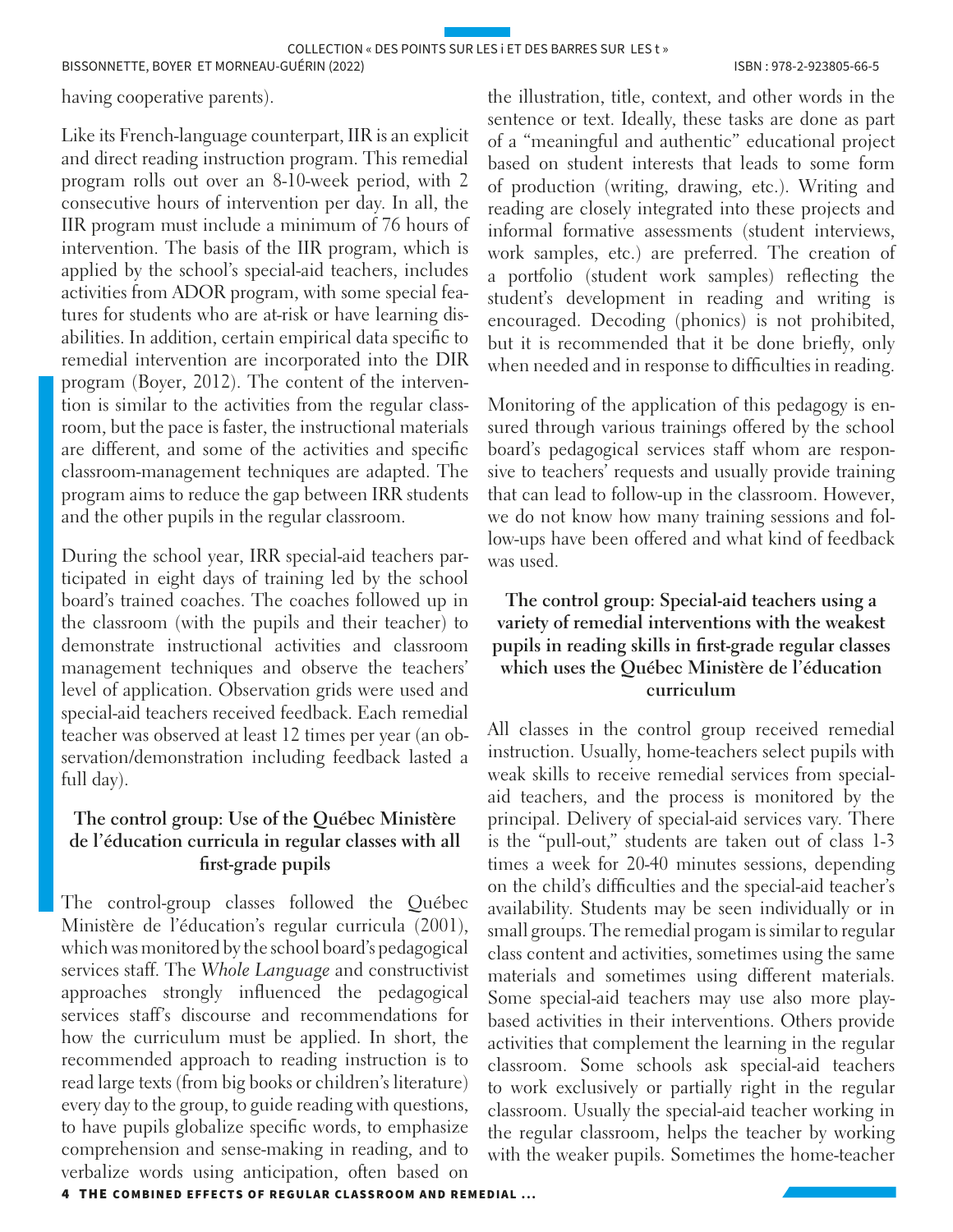having cooperative parents).

Like its French-language counterpart, IIR is an explicit and direct reading instruction program. This remedial program rolls out over an 8-10-week period, with 2 consecutive hours of intervention per day. In all, the IIR program must include a minimum of 76 hours of intervention. The basis of the IIR program, which is applied by the school's special-aid teachers, includes activities from ADOR program, with some special features for students who are at-risk or have learning disabilities. In addition, certain empirical data specific to remedial intervention are incorporated into the DIR program (Boyer, 2012). The content of the intervention is similar to the activities from the regular classroom, but the pace is faster, the instructional materials are different, and some of the activities and specific classroom-management techniques are adapted. The program aims to reduce the gap between IRR students and the other pupils in the regular classroom.

During the school year, IRR special-aid teachers participated in eight days of training led by the school board's trained coaches. The coaches followed up in the classroom (with the pupils and their teacher) to demonstrate instructional activities and classroom management techniques and observe the teachers' level of application. Observation grids were used and special-aid teachers received feedback. Each remedial teacher was observed at least 12 times per year (an observation/demonstration including feedback lasted a full day).

### The control group: Use of the Québec Ministère de l'éducation curricula in regular classes with all first-grade pupils

The control-group classes followed the Québec Ministère de l'éducation's regular curricula (2001), which was monitored by the school board's pedagogical services staff. The *Whole Language* and constructivist approaches strongly influenced the pedagogical services staff's discourse and recommendations for how the curriculum must be applied. In short, the recommended approach to reading instruction is to read large texts (from big books or children's literature) every day to the group, to guide reading with questions, to have pupils globalize specific words, to emphasize comprehension and sense-making in reading, and to verbalize words using anticipation, often based on the illustration, title, context, and other words in the sentence or text. Ideally, these tasks are done as part of a "meaningful and authentic" educational project based on student interests that leads to some form of production (writing, drawing, etc.). Writing and reading are closely integrated into these projects and informal formative assessments (student interviews, work samples, etc.) are preferred. The creation of a portfolio (student work samples) reflecting the student's development in reading and writing is encouraged. Decoding (phonics) is not prohibited, but it is recommended that it be done briefly, only when needed and in response to difficulties in reading.

Monitoring of the application of this pedagogy is ensured through various trainings offered by the school board's pedagogical services staff whom are responsive to teachers' requests and usually provide training that can lead to follow-up in the classroom. However, we do not know how many training sessions and follow-ups have been offered and what kind of feedback was used.

### The control group: Special-aid teachers using a variety of remedial interventions with the weakest pupils in reading skills in first-grade regular classes which uses the Québec Ministère de l'éducation curriculum

All classes in the control group received remedial instruction. Usually, home-teachers select pupils with weak skills to receive remedial services from special-aid teachers, and the process is monitored by the principal. Delivery of special-aid services vary. There is the "pull-out," students are taken out of class 1-3 times a week for 20-40 minutes sessions, depending on the child's difficulties and the special-aid teacher's availability. Students may be seen individually or in small groups. The remedial progam is similar to regular class content and activities, sometimes using the same materials and sometimes using different materials. Some special-aid teachers may use also more play-based activities in their interventions. Others provide activities that complement the learning in the regular classroom. Some schools ask special-aid teachers to work exclusively or partially right in the regular classroom. Usually the special-aid teacher working in the regular classroom, helps the teacher by working with the weaker pupils. Sometimes the home-teacher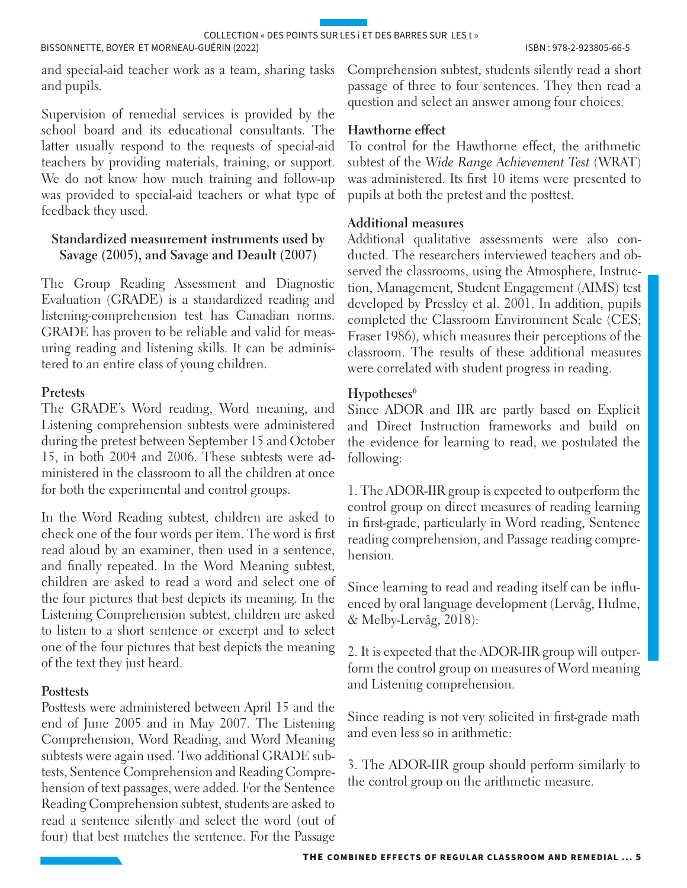and special-aid teacher work as a team, sharing tasks and pupils.

Supervision of remedial services is provided by the school board and its educational consultants. The latter usually respond to the requests of special-aid teachers by providing materials, training, or support. We do not know how much training and follow-up was provided to special-aid teachers or what type of feedback they used.

### Standardized measurement instruments used by Savage (2005), and Savage and Deault (2007)

The Group Reading Assessment and Diagnostic Evaluation (GRADE) is a standardized reading and listening-comprehension test has Canadian norms. GRADE has proven to be reliable and valid for measuring reading and listening skills. It can be administered to an entire class of young children.

#### Pretests

The GRADE's Word reading, Word meaning, and Listening comprehension subtests were administered during the pretest between September 15 and October 15, in both 2004 and 2006. These subtests were administered in the classroom to all the children at once for both the experimental and control groups.

In the Word Reading subtest, children are asked to check one of the four words per item. The word is first read aloud by an examiner, then used in a sentence, and finally repeated. In the Word Meaning subtest, children are asked to read a word and select one of the four pictures that best depicts its meaning. In the Listening Comprehension subtest, children are asked to listen to a short sentence or excerpt and to select one of the four pictures that best depicts the meaning of the text they just heard.

#### Posttests

Posttests were administered between April 15 and the end of June 2005 and in May 2007. The Listening Comprehension, Word Reading, and Word Meaning subtests were again used. Two additional GRADE subtests, Sentence Comprehension and Reading Comprehension of text passages, were added. For the Sentence Reading Comprehension subtest, students are asked to read a sentence silently and select the word (out of four) that best matches the sentence. For the Passage Comprehension subtest, students silently read a short passage of three to four sentences. They then read a question and select an answer among four choices.

#### Hawthorne effect

To control for the Hawthorne effect, the arithmetic subtest of the *Wide Range Achievement Test* (WRAT) was administered. Its first 10 items were presented to pupils at both the pretest and the posttest.

#### Additional measures

Additional qualitative assessments were also conducted. The researchers interviewed teachers and observed the classrooms, using the Atmosphere, Instruction, Management, Student Engagement (AIMS) test developed by Pressley et al. 2001. In addition, pupils completed the Classroom Environment Scale (CES; Fraser 1986), which measures their perceptions of the classroom. The results of these additional measures were correlated with student progress in reading.

#### Hypotheses[6]

Since ADOR and IIR are partly based on Explicit and Direct Instruction frameworks and build on the evidence for learning to read, we postulated the following:

1. The ADOR-IIR group is expected to outperform the control group on direct measures of reading learning in first-grade, particularly in Word reading, Sentence reading comprehension, and Passage reading comprehension.

Since learning to read and reading itself can be influenced by oral language development (Lervåg, Hulme, & Melby-Lervåg, 2018):

2. It is expected that the ADOR-IIR group will outperform the control group on measures of Word meaning and Listening comprehension.

Since reading is not very solicited in first-grade math and even less so in arithmetic:

3. The ADOR-IIR group should perform similarly to the control group on the arithmetic measure.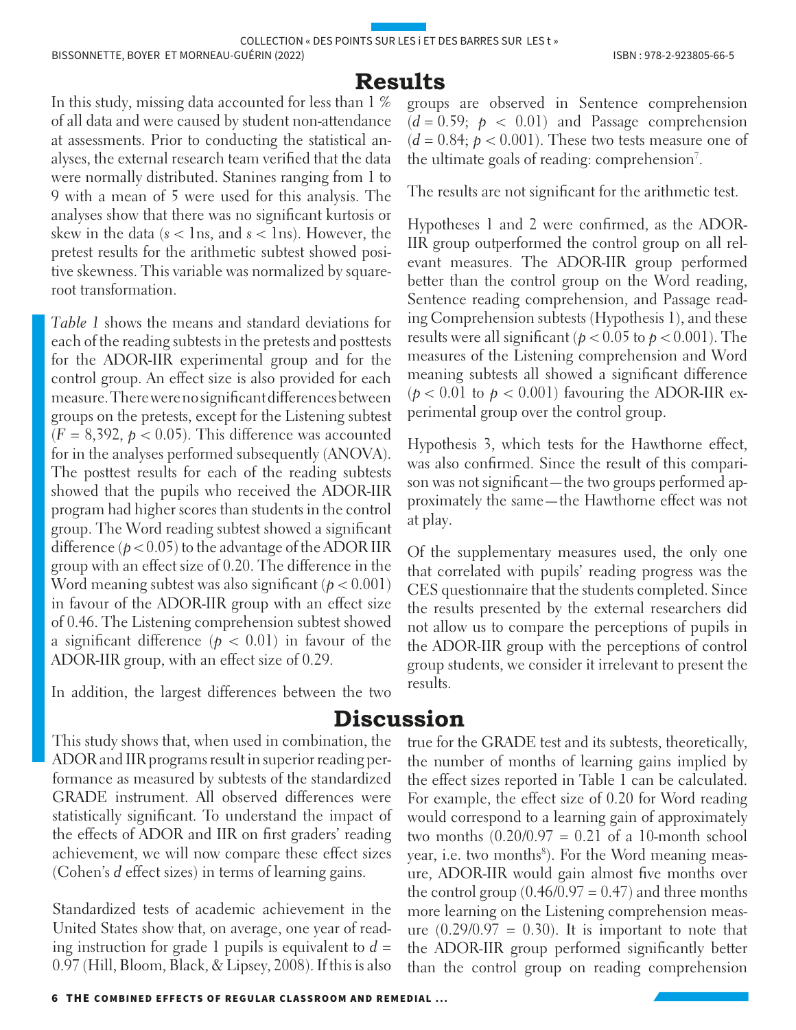## Results

In this study, missing data accounted for less than 1 % of all data and were caused by student non-attendance at assessments. Prior to conducting the statistical analyses, the external research team verified that the data were normally distributed. Stanines ranging from 1 to 9 with a mean of 5 were used for this analysis. The analyses show that there was no significant kurtosis or skew in the data ($s < 1$ns, and $s < 1$ns). However, the pretest results for the arithmetic subtest showed positive skewness. This variable was normalized by square-root transformation.

*Table 1* shows the means and standard deviations for each of the reading subtests in the pretests and posttests for the ADOR-IIR experimental group and for the control group. An effect size is also provided for each measure. There were no significant differences between groups on the pretests, except for the Listening subtest ($F = 8{,}392$, $p < 0.05$). This difference was accounted for in the analyses performed subsequently (ANOVA). The posttest results for each of the reading subtests showed that the pupils who received the ADOR-IIR program had higher scores than students in the control group. The Word reading subtest showed a significant difference ($p < 0.05$) to the advantage of the ADOR IIR group with an effect size of 0.20. The difference in the Word meaning subtest was also significant ($p < 0.001$) in favour of the ADOR-IIR group with an effect size of 0.46. The Listening comprehension subtest showed a significant difference ($p < 0.01$) in favour of the ADOR-IIR group, with an effect size of 0.29.

In addition, the largest differences between the two groups are observed in Sentence comprehension ($d = 0.59$; $p < 0.01$) and Passage comprehension ($d = 0.84$; $p < 0.001$). These two tests measure one of the ultimate goals of reading: comprehension[7].

The results are not significant for the arithmetic test.

Hypotheses 1 and 2 were confirmed, as the ADOR-IIR group outperformed the control group on all relevant measures. The ADOR-IIR group performed better than the control group on the Word reading, Sentence reading comprehension, and Passage reading Comprehension subtests (Hypothesis 1), and these results were all significant ($p < 0.05$ to $p < 0.001$). The measures of the Listening comprehension and Word meaning subtests all showed a significant difference ($p < 0.01$ to $p < 0.001$) favouring the ADOR-IIR experimental group over the control group.

Hypothesis 3, which tests for the Hawthorne effect, was also confirmed. Since the result of this comparison was not significant—the two groups performed approximately the same—the Hawthorne effect was not at play.

Of the supplementary measures used, the only one that correlated with pupils' reading progress was the CES questionnaire that the students completed. Since the results presented by the external researchers did not allow us to compare the perceptions of pupils in the ADOR-IIR group with the perceptions of control group students, we consider it irrelevant to present the results.

## Discussion

This study shows that, when used in combination, the ADOR and IIR programs result in superior reading performance as measured by subtests of the standardized GRADE instrument. All observed differences were statistically significant. To understand the impact of the effects of ADOR and IIR on first graders' reading achievement, we will now compare these effect sizes (Cohen's *d* effect sizes) in terms of learning gains.

Standardized tests of academic achievement in the United States show that, on average, one year of reading instruction for grade 1 pupils is equivalent to $d = 0.97$ (Hill, Bloom, Black, & Lipsey, 2008). If this is also true for the GRADE test and its subtests, theoretically, the number of months of learning gains implied by the effect sizes reported in Table 1 can be calculated. For example, the effect size of 0.20 for Word reading would correspond to a learning gain of approximately two months ($0.20/0.97 = 0.21$ of a 10-month school year, i.e. two months[8]). For the Word meaning measure, ADOR-IIR would gain almost five months over the control group ($0.46/0.97 = 0.47$) and three months more learning on the Listening comprehension measure ($0.29/0.97 = 0.30$). It is important to note that the ADOR-IIR group performed significantly better than the control group on reading comprehension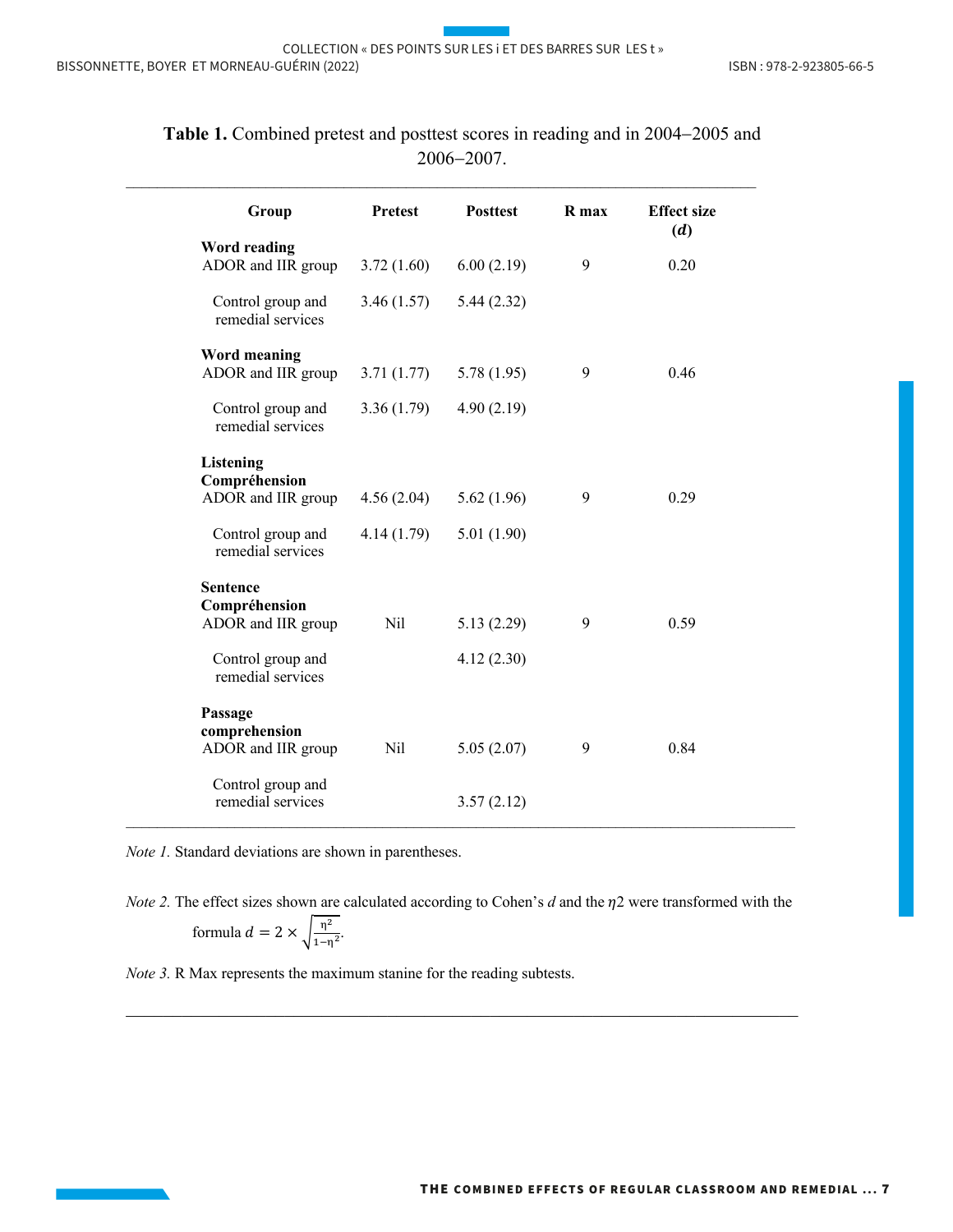**Table 1.** Combined pretest and posttest scores in reading and in 2004–2005 and 2006–2007.

| Group | Pretest | Posttest | R max | Effect size (*d*) |
|---|---|---|---|---|
| **Word reading** | | | | |
| ADOR and IIR group | 3.72 (1.60) | 6.00 (2.19) | 9 | 0.20 |
| Control group and remedial services | 3.46 (1.57) | 5.44 (2.32) | | |
| **Word meaning** | | | | |
| ADOR and IIR group | 3.71 (1.77) | 5.78 (1.95) | 9 | 0.46 |
| Control group and remedial services | 3.36 (1.79) | 4.90 (2.19) | | |
| **Listening Compréhension** | | | | |
| ADOR and IIR group | 4.56 (2.04) | 5.62 (1.96) | 9 | 0.29 |
| Control group and remedial services | 4.14 (1.79) | 5.01 (1.90) | | |
| **Sentence Compréhension** | | | | |
| ADOR and IIR group | Nil | 5.13 (2.29) | 9 | 0.59 |
| Control group and remedial services | | 4.12 (2.30) | | |
| **Passage comprehension** | | | | |
| ADOR and IIR group | Nil | 5.05 (2.07) | 9 | 0.84 |
| Control group and remedial services | | 3.57 (2.12) | | |

*Note 1.* Standard deviations are shown in parentheses.

*Note 2.* The effect sizes shown are calculated according to Cohen's *d* and the $\eta 2$ were transformed with the formula $d = 2 \times \sqrt{\frac{\eta^2}{1-\eta^2}}$.

*Note 3.* R Max represents the maximum stanine for the reading subtests.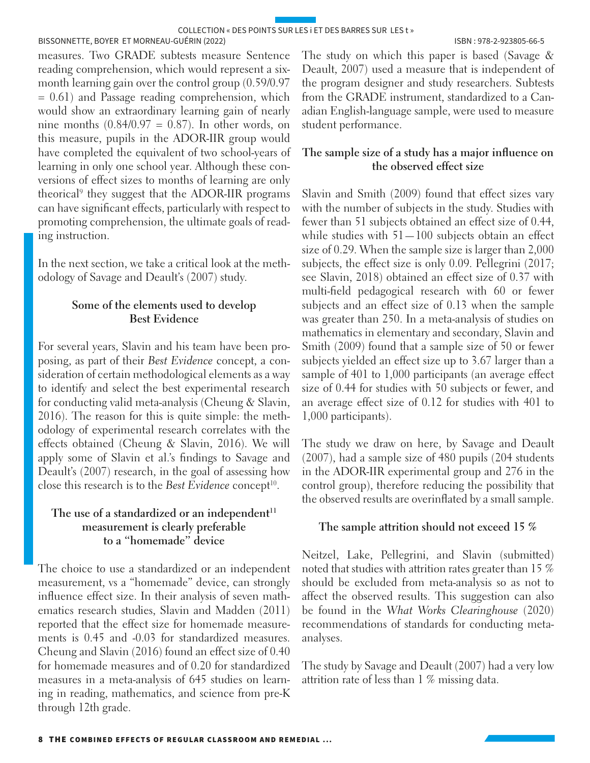measures. Two GRADE subtests measure Sentence reading comprehension, which would represent a six-month learning gain over the control group (0.59/0.97 = 0.61) and Passage reading comprehension, which would show an extraordinary learning gain of nearly nine months (0.84/0.97 = 0.87). In other words, on this measure, pupils in the ADOR-IIR group would have completed the equivalent of two school-years of learning in only one school year. Although these conversions of effect sizes to months of learning are only theorical[9] they suggest that the ADOR-IIR programs can have significant effects, particularly with respect to promoting comprehension, the ultimate goals of reading instruction.

In the next section, we take a critical look at the methodology of Savage and Deault's (2007) study.

### Some of the elements used to develop Best Evidence

For several years, Slavin and his team have been proposing, as part of their *Best Evidence* concept, a consideration of certain methodological elements as a way to identify and select the best experimental research for conducting valid meta-analysis (Cheung & Slavin, 2016). The reason for this is quite simple: the methodology of experimental research correlates with the effects obtained (Cheung & Slavin, 2016). We will apply some of Slavin et al.'s findings to Savage and Deault's (2007) research, in the goal of assessing how close this research is to the *Best Evidence* concept[10].

### The use of a standardized or an independent[11] measurement is clearly preferable to a "homemade" device

The choice to use a standardized or an independent measurement, vs a "homemade" device, can strongly influence effect size. In their analysis of seven mathematics research studies, Slavin and Madden (2011) reported that the effect size for homemade measurements is 0.45 and -0.03 for standardized measures. Cheung and Slavin (2016) found an effect size of 0.40 for homemade measures and of 0.20 for standardized measures in a meta-analysis of 645 studies on learning in reading, mathematics, and science from pre-K through 12th grade.

The study on which this paper is based (Savage & Deault, 2007) used a measure that is independent of the program designer and study researchers. Subtests from the GRADE instrument, standardized to a Canadian English-language sample, were used to measure student performance.

### The sample size of a study has a major influence on the observed effect size

Slavin and Smith (2009) found that effect sizes vary with the number of subjects in the study. Studies with fewer than 51 subjects obtained an effect size of 0.44, while studies with 51—100 subjects obtain an effect size of 0.29. When the sample size is larger than 2,000 subjects, the effect size is only 0.09. Pellegrini (2017; see Slavin, 2018) obtained an effect size of 0.37 with multi-field pedagogical research with 60 or fewer subjects and an effect size of 0.13 when the sample was greater than 250. In a meta-analysis of studies on mathematics in elementary and secondary, Slavin and Smith (2009) found that a sample size of 50 or fewer subjects yielded an effect size up to 3.67 larger than a sample of 401 to 1,000 participants (an average effect size of 0.44 for studies with 50 subjects or fewer, and an average effect size of 0.12 for studies with 401 to 1,000 participants).

The study we draw on here, by Savage and Deault (2007), had a sample size of 480 pupils (204 students in the ADOR-IIR experimental group and 276 in the control group), therefore reducing the possibility that the observed results are overinflated by a small sample.

### The sample attrition should not exceed 15 %

Neitzel, Lake, Pellegrini, and Slavin (submitted) noted that studies with attrition rates greater than 15 % should be excluded from meta-analysis so as not to affect the observed results. This suggestion can also be found in the *What Works Clearinghouse* (2020) recommendations of standards for conducting meta-analyses.

The study by Savage and Deault (2007) had a very low attrition rate of less than 1 % missing data.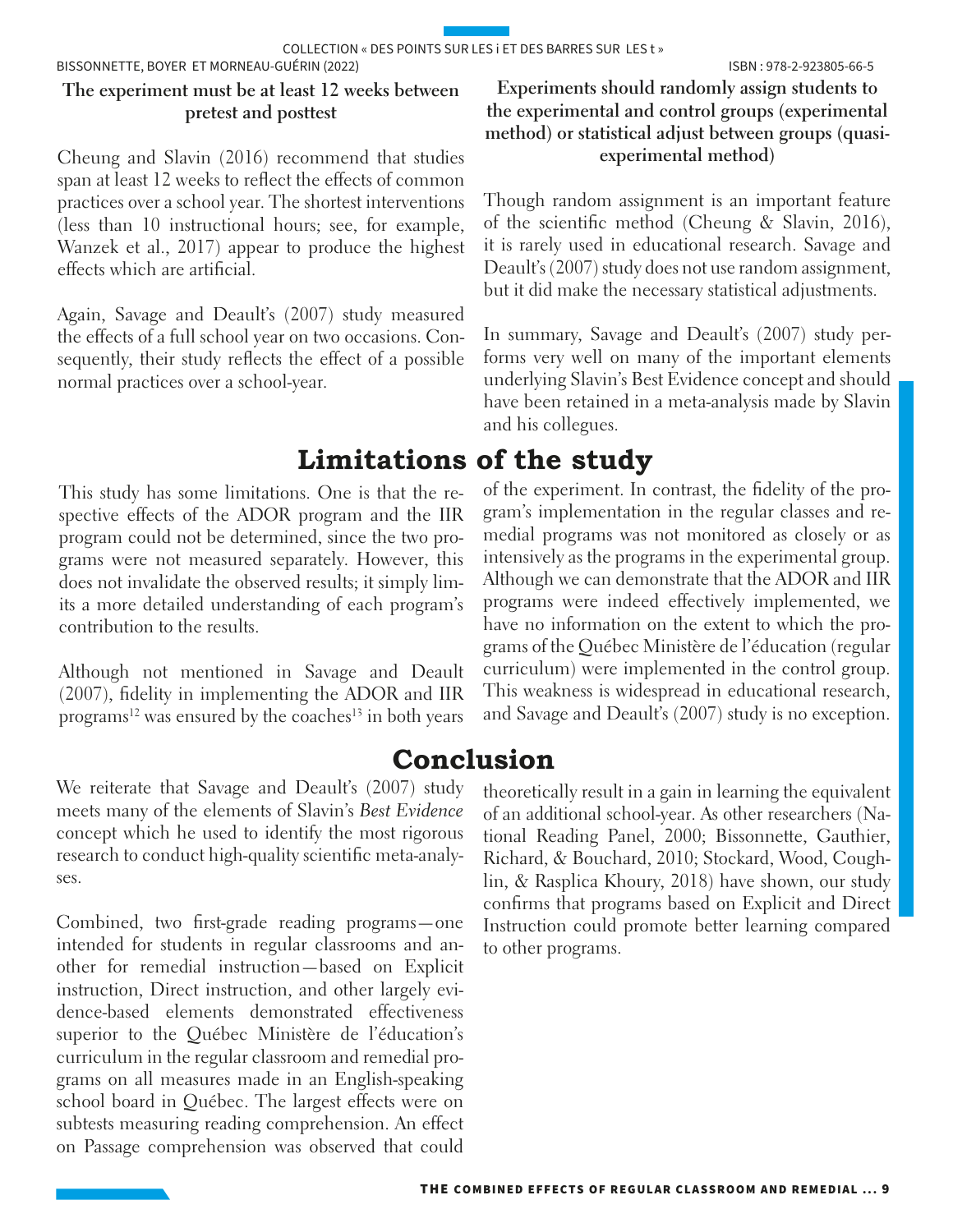### The experiment must be at least 12 weeks between pretest and posttest

Cheung and Slavin (2016) recommend that studies span at least 12 weeks to reflect the effects of common practices over a school year. The shortest interventions (less than 10 instructional hours; see, for example, Wanzek et al., 2017) appear to produce the highest effects which are artificial.

Again, Savage and Deault's (2007) study measured the effects of a full school year on two occasions. Consequently, their study reflects the effect of a possible normal practices over a school-year.

### Experiments should randomly assign students to the experimental and control groups (experimental method) or statistical adjust between groups (quasi-experimental method)

Though random assignment is an important feature of the scientific method (Cheung & Slavin, 2016), it is rarely used in educational research. Savage and Deault's (2007) study does not use random assignment, but it did make the necessary statistical adjustments.

In summary, Savage and Deault's (2007) study performs very well on many of the important elements underlying Slavin's Best Evidence concept and should have been retained in a meta-analysis made by Slavin and his collegues.

## Limitations of the study

This study has some limitations. One is that the respective effects of the ADOR program and the IIR program could not be determined, since the two programs were not measured separately. However, this does not invalidate the observed results; it simply limits a more detailed understanding of each program's contribution to the results.

Although not mentioned in Savage and Deault (2007), fidelity in implementing the ADOR and IIR programs[12] was ensured by the coaches[13] in both years of the experiment. In contrast, the fidelity of the program's implementation in the regular classes and remedial programs was not monitored as closely or as intensively as the programs in the experimental group. Although we can demonstrate that the ADOR and IIR programs were indeed effectively implemented, we have no information on the extent to which the programs of the Québec Ministère de l'éducation (regular curriculum) were implemented in the control group. This weakness is widespread in educational research, and Savage and Deault's (2007) study is no exception.

## Conclusion

We reiterate that Savage and Deault's (2007) study meets many of the elements of Slavin's *Best Evidence* concept which he used to identify the most rigorous research to conduct high-quality scientific meta-analyses.

Combined, two first-grade reading programs—one intended for students in regular classrooms and another for remedial instruction—based on Explicit instruction, Direct instruction, and other largely evidence-based elements demonstrated effectiveness superior to the Québec Ministère de l'éducation's curriculum in the regular classroom and remedial programs on all measures made in an English-speaking school board in Québec. The largest effects were on subtests measuring reading comprehension. An effect on Passage comprehension was observed that could theoretically result in a gain in learning the equivalent of an additional school-year. As other researchers (National Reading Panel, 2000; Bissonnette, Gauthier, Richard, & Bouchard, 2010; Stockard, Wood, Coughlin, & Rasplica Khoury, 2018) have shown, our study confirms that programs based on Explicit and Direct Instruction could promote better learning compared to other programs.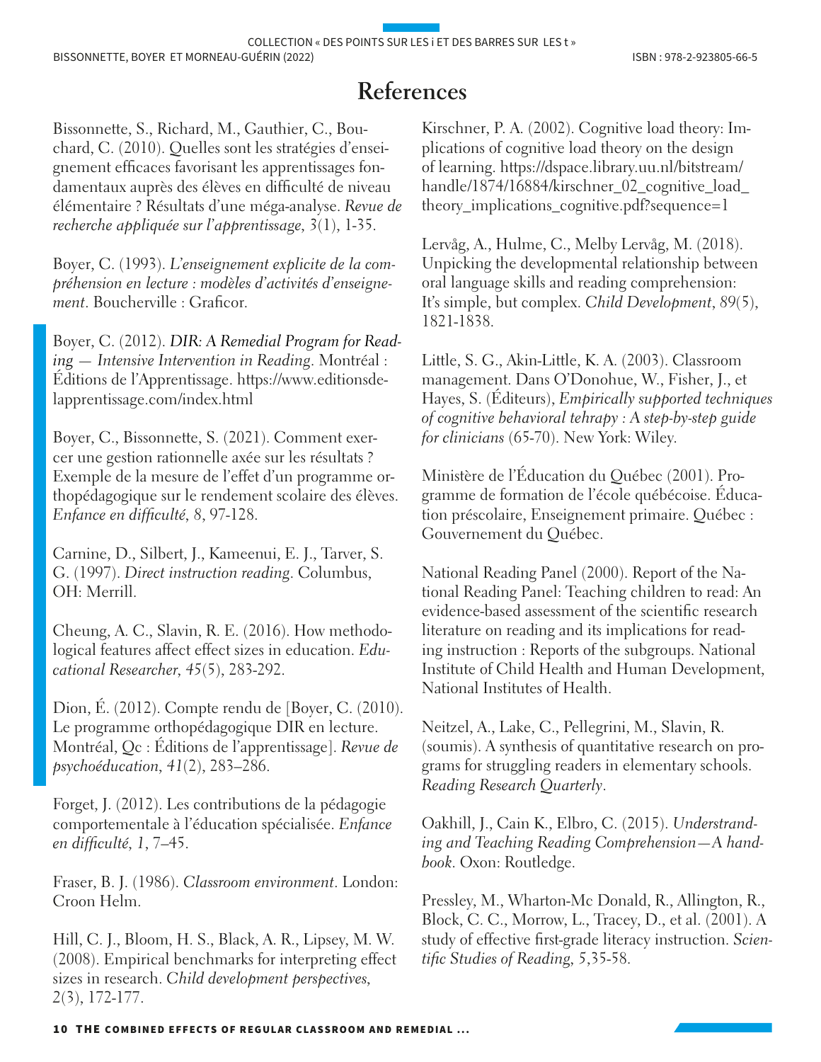# References

Bissonnette, S., Richard, M., Gauthier, C., Bouchard, C. (2010). Quelles sont les stratégies d'enseignement efficaces favorisant les apprentissages fondamentaux auprès des élèves en difficulté de niveau élémentaire ? Résultats d'une méga-analyse. *Revue de recherche appliquée sur l'apprentissage*, 3(1), 1-35.

Boyer, C. (1993). *L'enseignement explicite de la compréhension en lecture : modèles d'activités d'enseignement*. Boucherville : Graficor.

Boyer, C. (2012). *DIR: A Remedial Program for Reading — Intensive Intervention in Reading*. Montréal : Éditions de l'Apprentissage. https://www.editionsdelapprentissage.com/index.html

Boyer, C., Bissonnette, S. (2021). Comment exercer une gestion rationnelle axée sur les résultats ? Exemple de la mesure de l'effet d'un programme orthopédagogique sur le rendement scolaire des élèves. *Enfance en difficulté*, *8*, 97-128.

Carnine, D., Silbert, J., Kameenui, E. J., Tarver, S. G. (1997). *Direct instruction reading*. Columbus, OH: Merrill.

Cheung, A. C., Slavin, R. E. (2016). How methodological features affect effect sizes in education. *Educational Researcher*, *45*(5), 283-292.

Dion, É. (2012). Compte rendu de [Boyer, C. (2010). Le programme orthopédagogique DIR en lecture. Montréal, Qc : Éditions de l'apprentissage]. *Revue de psychoéducation*, *41*(2), 283–286.

Forget, J. (2012). Les contributions de la pédagogie comportementale à l'éducation spécialisée. *Enfance en difficulté*, *1*, 7–45.

Fraser, B. J. (1986). *Classroom environment*. London: Croon Helm.

Hill, C. J., Bloom, H. S., Black, A. R., Lipsey, M. W. (2008). Empirical benchmarks for interpreting effect sizes in research. *Child development perspectives*, *2*(3), 172-177.

Kirschner, P. A. (2002). Cognitive load theory: Implications of cognitive load theory on the design of learning. https://dspace.library.uu.nl/bitstream/handle/1874/16884/kirschner_02_cognitive_load_theory_implications_cognitive.pdf?sequence=1

Lervåg, A., Hulme, C., Melby Lervåg, M. (2018). Unpicking the developmental relationship between oral language skills and reading comprehension: It's simple, but complex. *Child Development*, *89*(5), 1821-1838.

Little, S. G., Akin-Little, K. A. (2003). Classroom management. Dans O'Donohue, W., Fisher, J., et Hayes, S. (Éditeurs), *Empirically supported techniques of cognitive behavioral tehrapy : A step-by-step guide for clinicians* (65-70). New York: Wiley.

Ministère de l'Éducation du Québec (2001). Programme de formation de l'école québécoise. Éducation préscolaire, Enseignement primaire. Québec : Gouvernement du Québec.

National Reading Panel (2000). Report of the National Reading Panel: Teaching children to read: An evidence-based assessment of the scientific research literature on reading and its implications for reading instruction : Reports of the subgroups. National Institute of Child Health and Human Development, National Institutes of Health.

Neitzel, A., Lake, C., Pellegrini, M., Slavin, R. (soumis). A synthesis of quantitative research on programs for struggling readers in elementary schools. *Reading Research Quarterly*.

Oakhill, J., Cain K., Elbro, C. (2015). *Understanding and Teaching Reading Comprehension—A handbook*. Oxon: Routledge.

Pressley, M., Wharton-Mc Donald, R., Allington, R., Block, C. C., Morrow, L., Tracey, D., et al. (2001). A study of effective first-grade literacy instruction. *Scientific Studies of Reading*, 5,35-58.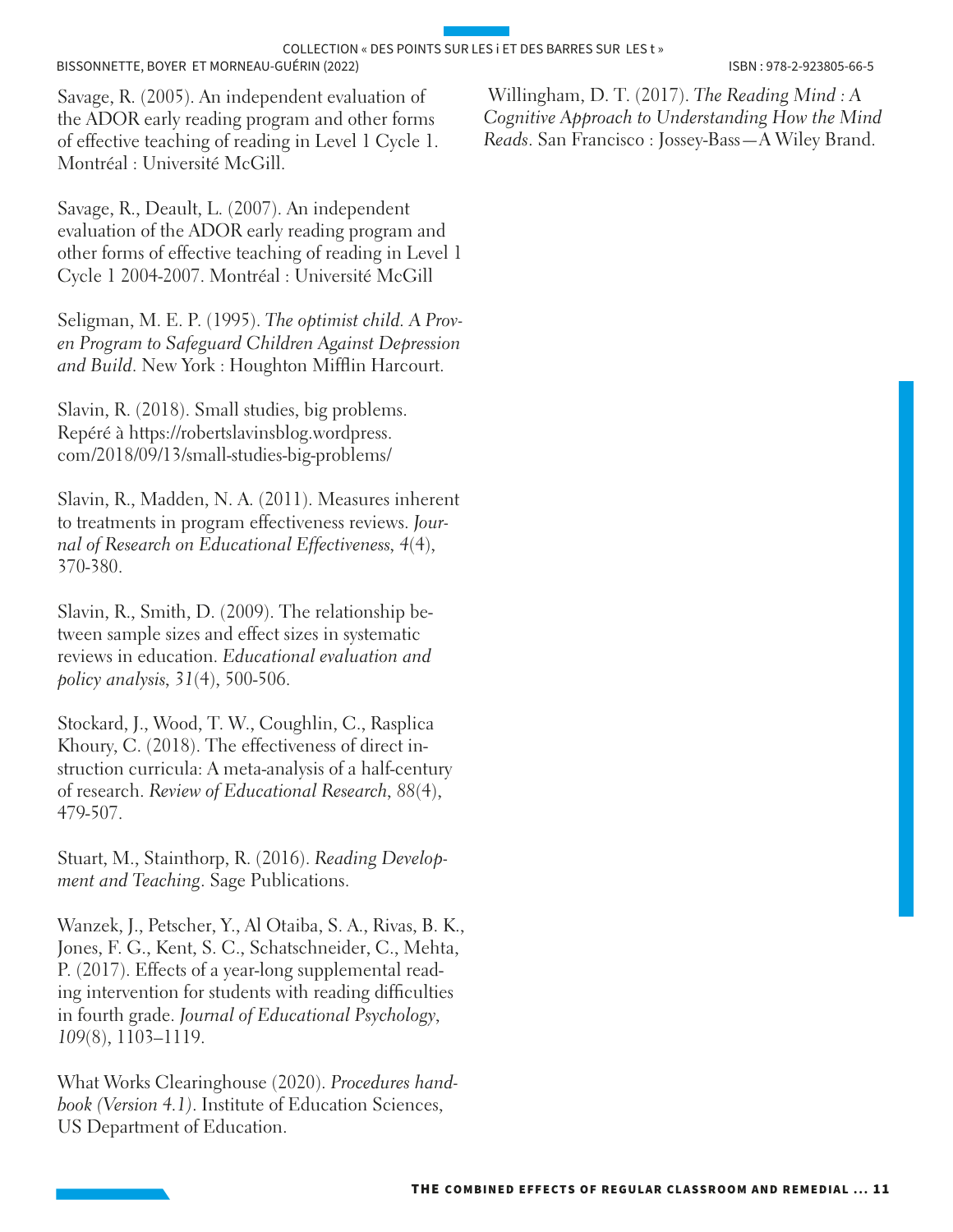Savage, R. (2005). An independent evaluation of the ADOR early reading program and other forms of effective teaching of reading in Level 1 Cycle 1. Montréal : Université McGill.

Savage, R., Deault, L. (2007). An independent evaluation of the ADOR early reading program and other forms of effective teaching of reading in Level 1 Cycle 1 2004-2007. Montréal : Université McGill

Seligman, M. E. P. (1995). *The optimist child. A Proven Program to Safeguard Children Against Depression and Build*. New York : Houghton Mifflin Harcourt.

Slavin, R. (2018). Small studies, big problems. Repéré à https://robertslavinsblog.wordpress.com/2018/09/13/small-studies-big-problems/

Slavin, R., Madden, N. A. (2011). Measures inherent to treatments in program effectiveness reviews. *Journal of Research on Educational Effectiveness*, *4*(4), 370-380.

Slavin, R., Smith, D. (2009). The relationship between sample sizes and effect sizes in systematic reviews in education. *Educational evaluation and policy analysis*, *31*(4), 500-506.

Stockard, J., Wood, T. W., Coughlin, C., Rasplica Khoury, C. (2018). The effectiveness of direct instruction curricula: A meta-analysis of a half-century of research. *Review of Educational Research*, 88(4), 479-507.

Stuart, M., Stainthorp, R. (2016). *Reading Development and Teaching*. Sage Publications.

Wanzek, J., Petscher, Y., Al Otaiba, S. A., Rivas, B. K., Jones, F. G., Kent, S. C., Schatschneider, C., Mehta, P. (2017). Effects of a year-long supplemental reading intervention for students with reading difficulties in fourth grade. *Journal of Educational Psychology*, *109*(8), 1103–1119.

What Works Clearinghouse (2020). *Procedures handbook (Version 4.1)*. Institute of Education Sciences, US Department of Education.

Willingham, D. T. (2017). *The Reading Mind : A Cognitive Approach to Understanding How the Mind Reads*. San Francisco : Jossey-Bass—A Wiley Brand.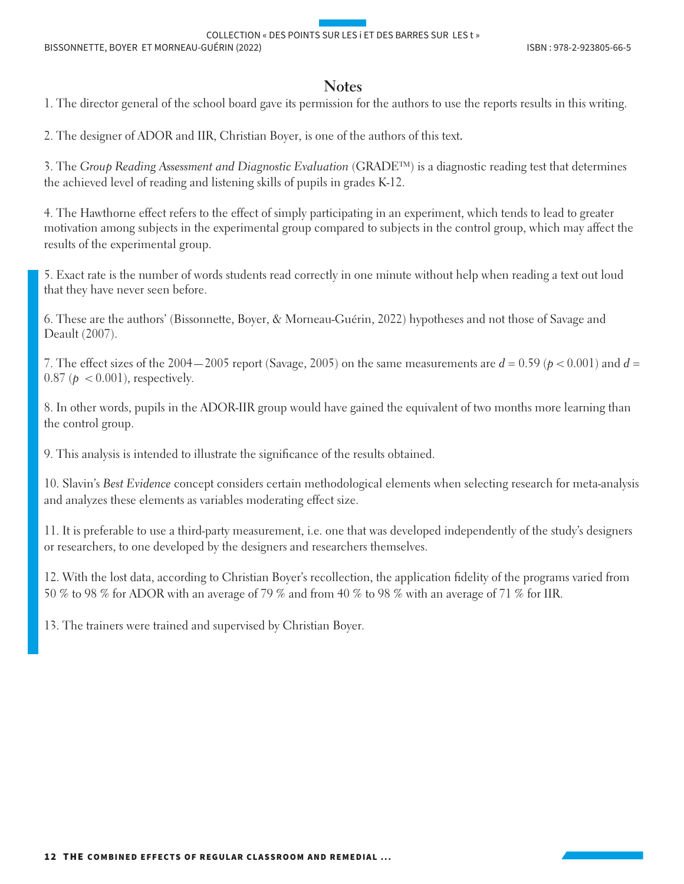## Notes

1. The director general of the school board gave its permission for the authors to use the reports results in this writing.

2. The designer of ADOR and IIR, Christian Boyer, is one of the authors of this text.

3. The *Group Reading Assessment and Diagnostic Evaluation* (GRADE™) is a diagnostic reading test that determines the achieved level of reading and listening skills of pupils in grades K-12.

4. The Hawthorne effect refers to the effect of simply participating in an experiment, which tends to lead to greater motivation among subjects in the experimental group compared to subjects in the control group, which may affect the results of the experimental group.

5. Exact rate is the number of words students read correctly in one minute without help when reading a text out loud that they have never seen before.

6. These are the authors' (Bissonnette, Boyer, & Morneau-Guérin, 2022) hypotheses and not those of Savage and Deault (2007).

7. The effect sizes of the 2004—2005 report (Savage, 2005) on the same measurements are $d = 0.59$ ($p < 0.001$) and $d = 0.87$ ($p < 0.001$), respectively.

8. In other words, pupils in the ADOR-IIR group would have gained the equivalent of two months more learning than the control group.

9. This analysis is intended to illustrate the significance of the results obtained.

10. Slavin's *Best Evidence* concept considers certain methodological elements when selecting research for meta-analysis and analyzes these elements as variables moderating effect size.

11. It is preferable to use a third-party measurement, i.e. one that was developed independently of the study's designers or researchers, to one developed by the designers and researchers themselves.

12. With the lost data, according to Christian Boyer's recollection, the application fidelity of the programs varied from 50 % to 98 % for ADOR with an average of 79 % and from 40 % to 98 % with an average of 71 % for IIR.

13. The trainers were trained and supervised by Christian Boyer.